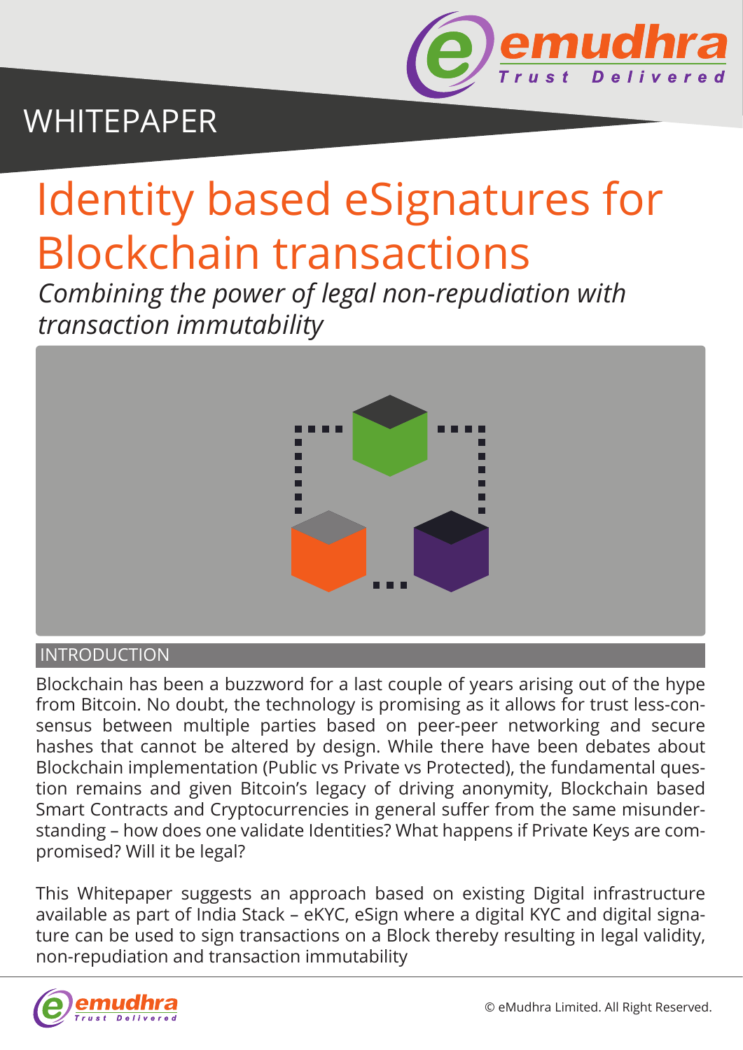WHITEPAPER

# Identity based eSignatures for Blockchain transactions

*Combining the power of legal non-repudiation with transaction immutability*

## INTRODUCTION

Blockchain has been a buzzword for a last couple of years arising out of the hype from Bitcoin. No doubt, the technology is promising as it allows for trust less-consensus between multiple parties based on peer-peer networking and secure hashes that cannot be altered by design. While there have been debates about Blockchain implementation (Public vs Private vs Protected), the fundamental question remains and given Bitcoin's legacy of driving anonymity, Blockchain based Smart Contracts and Cryptocurrencies in general suffer from the same misunderstanding – how does one validate Identities? What happens if Private Keys are compromised? Will it be legal?

This Whitepaper suggests an approach based on existing Digital infrastructure available as part of India Stack – eKYC, eSign where a digital KYC and digital signature can be used to sign transactions on a Block thereby resulting in legal validity, non-repudiation and transaction immutability

© eMudhra Limited. All Right Reserved.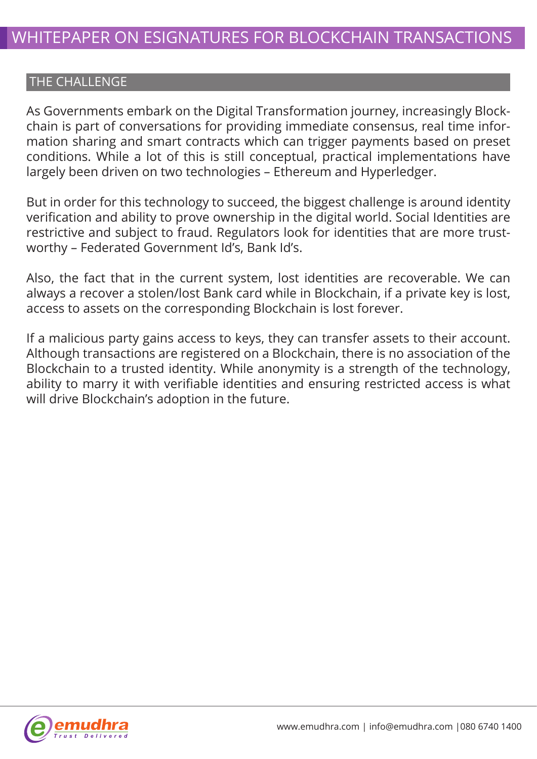## THE CHALLENGE

As Governments embark on the Digital Transformation journey, increasingly Blockchain is part of conversations for providing immediate consensus, real time information sharing and smart contracts which can trigger payments based on preset conditions. While a lot of this is still conceptual, practical implementations have largely been driven on two technologies – Ethereum and Hyperledger.

But in order for this technology to succeed, the biggest challenge is around identity verification and ability to prove ownership in the digital world. Social Identities are restrictive and subject to fraud. Regulators look for identities that are more trustworthy – Federated Government Id's, Bank Id's.

Also, the fact that in the current system, lost identities are recoverable. We can always a recover a stolen/lost Bank card while in Blockchain, if a private key is lost, access to assets on the corresponding Blockchain is lost forever.

If a malicious party gains access to keys, they can transfer assets to their account. Although transactions are registered on a Blockchain, there is no association of the Blockchain to a trusted identity. While anonymity is a strength of the technology, ability to marry it with verifiable identities and ensuring restricted access is what will drive Blockchain's adoption in the future.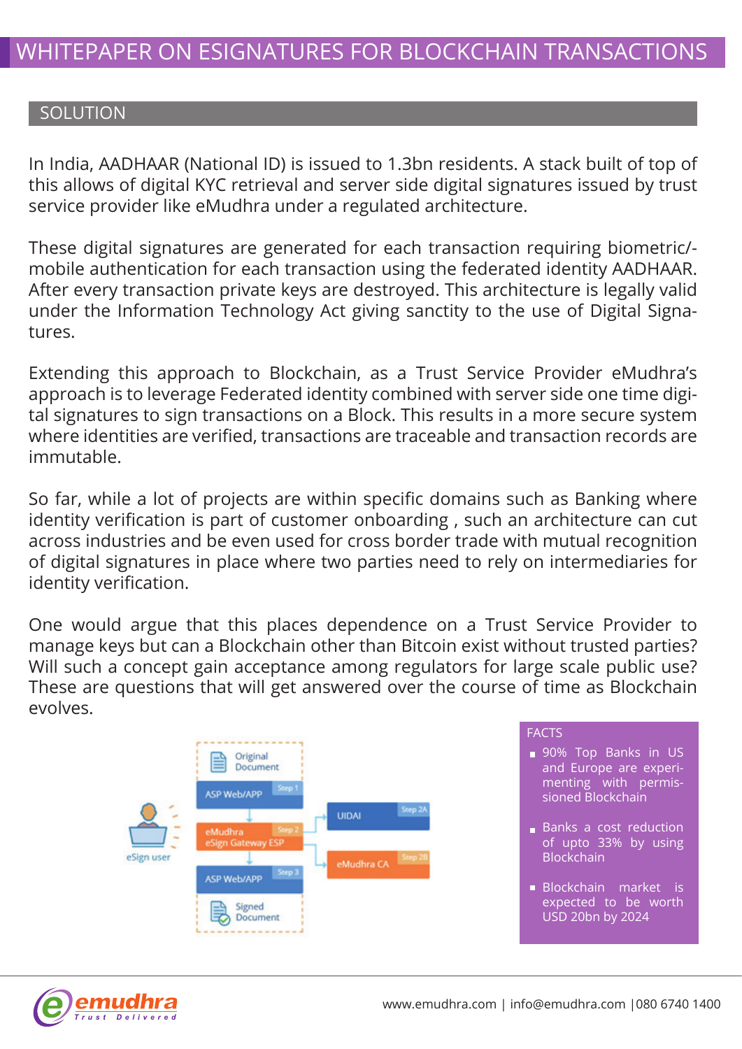## SOLUTION

In India, AADHAAR (National ID) is issued to 1.3bn residents. A stack built of top of this allows of digital KYC retrieval and server side digital signatures issued by trust service provider like eMudhra under a regulated architecture.

These digital signatures are generated for each transaction requiring biometric/-mobile authentication for each transaction using the federated identity AADHAAR. After every transaction private keys are destroyed. This architecture is legally valid under the Information Technology Act giving sanctity to the use of Digital Signatures.

Extending this approach to Blockchain, as a Trust Service Provider eMudhra's approach is to leverage Federated identity combined with server side one time digital signatures to sign transactions on a Block. This results in a more secure system where identities are verified, transactions are traceable and transaction records are immutable.

So far, while a lot of projects are within specific domains such as Banking where identity verification is part of customer onboarding , such an architecture can cut across industries and be even used for cross border trade with mutual recognition of digital signatures in place where two parties need to rely on intermediaries for identity verification.

One would argue that this places dependence on a Trust Service Provider to manage keys but can a Blockchain other than Bitcoin exist without trusted parties? Will such a concept gain acceptance among regulators for large scale public use? These are questions that will get answered over the course of time as Blockchain evolves.

eSign user

Original Document

ASP Web/APP — Step 1

eMudhra eSign Gateway ESP — Step 2

UIDAI — Step 2A

eMudhra CA — Step 2B

ASP Web/APP — Step 3

Signed Document

### FACTS

- 90% Top Banks in US and Europe are experimenting with permissioned Blockchain
- Banks a cost reduction of upto 33% by using Blockchain
- Blockchain market is expected to be worth USD 20bn by 2024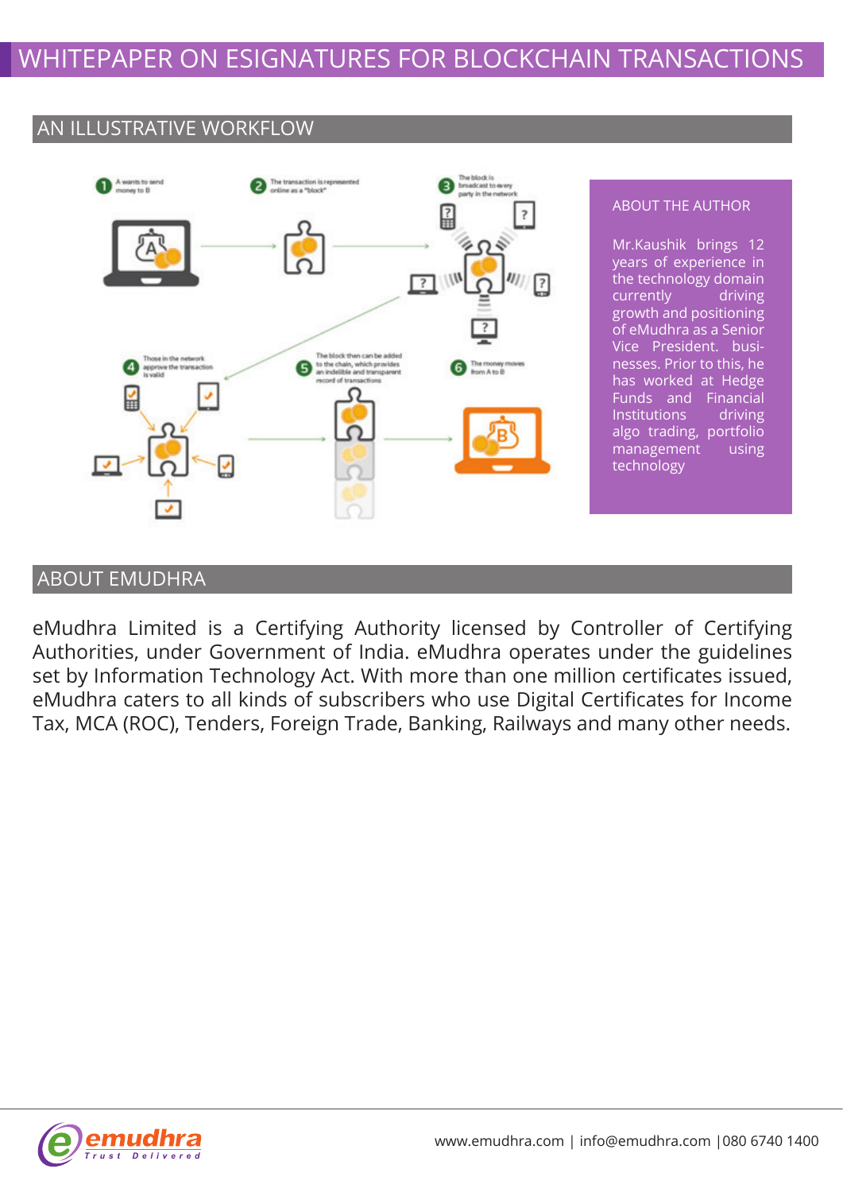# WHITEPAPER ON ESIGNATURES FOR BLOCKCHAIN TRANSACTIONS

## AN ILLUSTRATIVE WORKFLOW

1 A wants to send money to B

2 The transaction is represented online as a "block"

3 The block is broadcast to every party in the network

4 Those in the network approve the transaction is valid

5 The block then can be added to the chain, which provides an indelible and transparent record of transactions

6 The money moves from A to B

### ABOUT THE AUTHOR

Mr.Kaushik brings 12 years of experience in the technology domain currently driving growth and positioning of eMudhra as a Senior Vice President. businesses. Prior to this, he has worked at Hedge Funds and Financial Institutions driving algo trading, portfolio management using technology

## ABOUT EMUDHRA

eMudhra Limited is a Certifying Authority licensed by Controller of Certifying Authorities, under Government of India. eMudhra operates under the guidelines set by Information Technology Act. With more than one million certificates issued, eMudhra caters to all kinds of subscribers who use Digital Certificates for Income Tax, MCA (ROC), Tenders, Foreign Trade, Banking, Railways and many other needs.

emudhra Trust Delivered

www.emudhra.com | info@emudhra.com |080 6740 1400